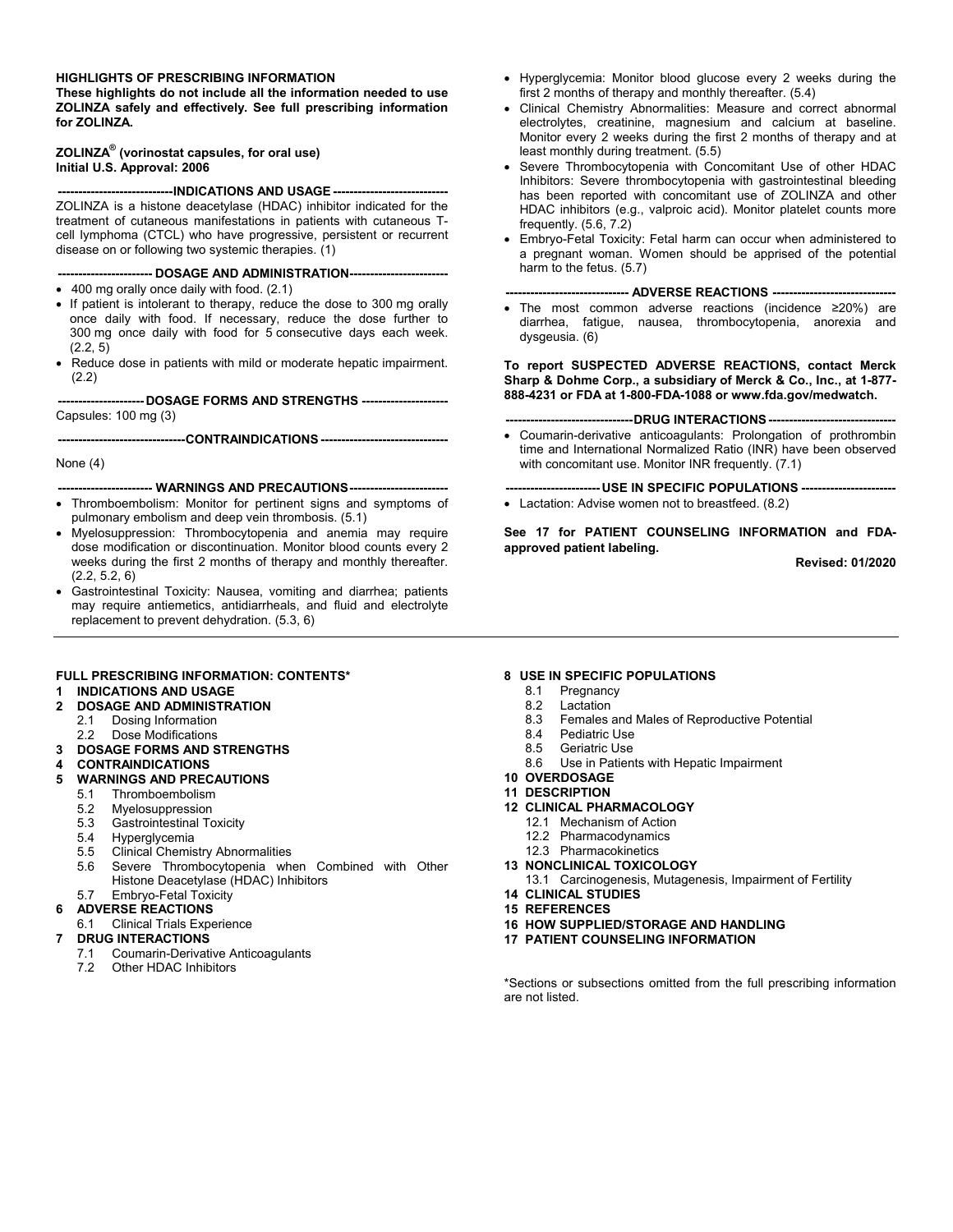**HIGHLIGHTS OF PRESCRIBING INFORMATION**
**These highlights do not include all the information needed to use ZOLINZA safely and effectively. See full prescribing information for ZOLINZA.**

**ZOLINZA® (vorinostat capsules, for oral use)**
**Initial U.S. Approval: 2006**

**---INDICATIONS AND USAGE---**

ZOLINZA is a histone deacetylase (HDAC) inhibitor indicated for the treatment of cutaneous manifestations in patients with cutaneous T-cell lymphoma (CTCL) who have progressive, persistent or recurrent disease on or following two systemic therapies. (1)

**--- DOSAGE AND ADMINISTRATION---**

- 400 mg orally once daily with food. (2.1)
- If patient is intolerant to therapy, reduce the dose to 300 mg orally once daily with food. If necessary, reduce the dose further to 300 mg once daily with food for 5 consecutive days each week. (2.2, 5)
- Reduce dose in patients with mild or moderate hepatic impairment. (2.2)

**---DOSAGE FORMS AND STRENGTHS ---**

Capsules: 100 mg (3)

**---CONTRAINDICATIONS---**

None (4)

**--- WARNINGS AND PRECAUTIONS---**

- Thromboembolism: Monitor for pertinent signs and symptoms of pulmonary embolism and deep vein thrombosis. (5.1)
- Myelosuppression: Thrombocytopenia and anemia may require dose modification or discontinuation. Monitor blood counts every 2 weeks during the first 2 months of therapy and monthly thereafter. (2.2, 5.2, 6)
- Gastrointestinal Toxicity: Nausea, vomiting and diarrhea; patients may require antiemetics, antidiarrheals, and fluid and electrolyte replacement to prevent dehydration. (5.3, 6)
- Hyperglycemia: Monitor blood glucose every 2 weeks during the first 2 months of therapy and monthly thereafter. (5.4)
- Clinical Chemistry Abnormalities: Measure and correct abnormal electrolytes, creatinine, magnesium and calcium at baseline. Monitor every 2 weeks during the first 2 months of therapy and at least monthly during treatment. (5.5)
- Severe Thrombocytopenia with Concomitant Use of other HDAC Inhibitors: Severe thrombocytopenia with gastrointestinal bleeding has been reported with concomitant use of ZOLINZA and other HDAC inhibitors (e.g., valproic acid). Monitor platelet counts more frequently. (5.6, 7.2)
- Embryo-Fetal Toxicity: Fetal harm can occur when administered to a pregnant woman. Women should be apprised of the potential harm to the fetus. (5.7)

**--- ADVERSE REACTIONS ---**

- The most common adverse reactions (incidence ≥20%) are diarrhea, fatigue, nausea, thrombocytopenia, anorexia and dysgeusia. (6)

**To report SUSPECTED ADVERSE REACTIONS, contact Merck Sharp & Dohme Corp., a subsidiary of Merck & Co., Inc., at 1-877-888-4231 or FDA at 1-800-FDA-1088 or www.fda.gov/medwatch.**

**---DRUG INTERACTIONS---**

- Coumarin-derivative anticoagulants: Prolongation of prothrombin time and International Normalized Ratio (INR) have been observed with concomitant use. Monitor INR frequently. (7.1)

**--- USE IN SPECIFIC POPULATIONS ---**

- Lactation: Advise women not to breastfeed. (8.2)

**See 17 for PATIENT COUNSELING INFORMATION and FDA-approved patient labeling.**

**Revised: 01/2020**

---

**FULL PRESCRIBING INFORMATION: CONTENTS***

**1 INDICATIONS AND USAGE**
**2 DOSAGE AND ADMINISTRATION**
- 2.1 Dosing Information
- 2.2 Dose Modifications

**3 DOSAGE FORMS AND STRENGTHS**
**4 CONTRAINDICATIONS**
**5 WARNINGS AND PRECAUTIONS**
- 5.1 Thromboembolism
- 5.2 Myelosuppression
- 5.3 Gastrointestinal Toxicity
- 5.4 Hyperglycemia
- 5.5 Clinical Chemistry Abnormalities
- 5.6 Severe Thrombocytopenia when Combined with Other Histone Deacetylase (HDAC) Inhibitors
- 5.7 Embryo-Fetal Toxicity

**6 ADVERSE REACTIONS**
- 6.1 Clinical Trials Experience

**7 DRUG INTERACTIONS**
- 7.1 Coumarin-Derivative Anticoagulants
- 7.2 Other HDAC Inhibitors

**8 USE IN SPECIFIC POPULATIONS**
- 8.1 Pregnancy
- 8.2 Lactation
- 8.3 Females and Males of Reproductive Potential
- 8.4 Pediatric Use
- 8.5 Geriatric Use
- 8.6 Use in Patients with Hepatic Impairment

**10 OVERDOSAGE**
**11 DESCRIPTION**
**12 CLINICAL PHARMACOLOGY**
- 12.1 Mechanism of Action
- 12.2 Pharmacodynamics
- 12.3 Pharmacokinetics

**13 NONCLINICAL TOXICOLOGY**
- 13.1 Carcinogenesis, Mutagenesis, Impairment of Fertility

**14 CLINICAL STUDIES**
**15 REFERENCES**
**16 HOW SUPPLIED/STORAGE AND HANDLING**
**17 PATIENT COUNSELING INFORMATION**

*Sections or subsections omitted from the full prescribing information are not listed.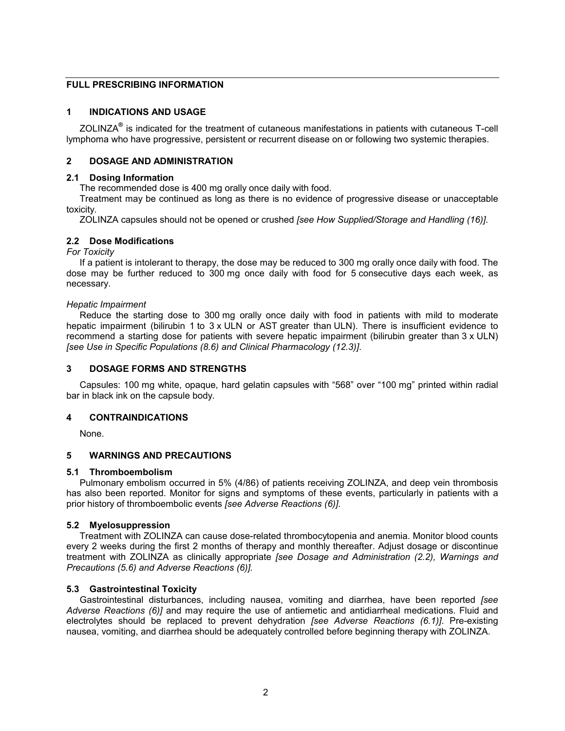## FULL PRESCRIBING INFORMATION

### 1 INDICATIONS AND USAGE

ZOLINZA® is indicated for the treatment of cutaneous manifestations in patients with cutaneous T-cell lymphoma who have progressive, persistent or recurrent disease on or following two systemic therapies.

### 2 DOSAGE AND ADMINISTRATION

#### 2.1 Dosing Information

The recommended dose is 400 mg orally once daily with food.

Treatment may be continued as long as there is no evidence of progressive disease or unacceptable toxicity.

ZOLINZA capsules should not be opened or crushed *[see How Supplied/Storage and Handling (16)]*.

#### 2.2 Dose Modifications

*For Toxicity*

If a patient is intolerant to therapy, the dose may be reduced to 300 mg orally once daily with food. The dose may be further reduced to 300 mg once daily with food for 5 consecutive days each week, as necessary.

*Hepatic Impairment*

Reduce the starting dose to 300 mg orally once daily with food in patients with mild to moderate hepatic impairment (bilirubin 1 to 3 x ULN or AST greater than ULN). There is insufficient evidence to recommend a starting dose for patients with severe hepatic impairment (bilirubin greater than 3 x ULN) *[see Use in Specific Populations (8.6) and Clinical Pharmacology (12.3)]*.

### 3 DOSAGE FORMS AND STRENGTHS

Capsules: 100 mg white, opaque, hard gelatin capsules with "568" over "100 mg" printed within radial bar in black ink on the capsule body.

### 4 CONTRAINDICATIONS

None.

### 5 WARNINGS AND PRECAUTIONS

#### 5.1 Thromboembolism

Pulmonary embolism occurred in 5% (4/86) of patients receiving ZOLINZA, and deep vein thrombosis has also been reported. Monitor for signs and symptoms of these events, particularly in patients with a prior history of thromboembolic events *[see Adverse Reactions (6)]*.

#### 5.2 Myelosuppression

Treatment with ZOLINZA can cause dose-related thrombocytopenia and anemia. Monitor blood counts every 2 weeks during the first 2 months of therapy and monthly thereafter. Adjust dosage or discontinue treatment with ZOLINZA as clinically appropriate *[see Dosage and Administration (2.2), Warnings and Precautions (5.6) and Adverse Reactions (6)]*.

#### 5.3 Gastrointestinal Toxicity

Gastrointestinal disturbances, including nausea, vomiting and diarrhea, have been reported *[see Adverse Reactions (6)]* and may require the use of antiemetic and antidiarrheal medications. Fluid and electrolytes should be replaced to prevent dehydration *[see Adverse Reactions (6.1)]*. Pre-existing nausea, vomiting, and diarrhea should be adequately controlled before beginning therapy with ZOLINZA.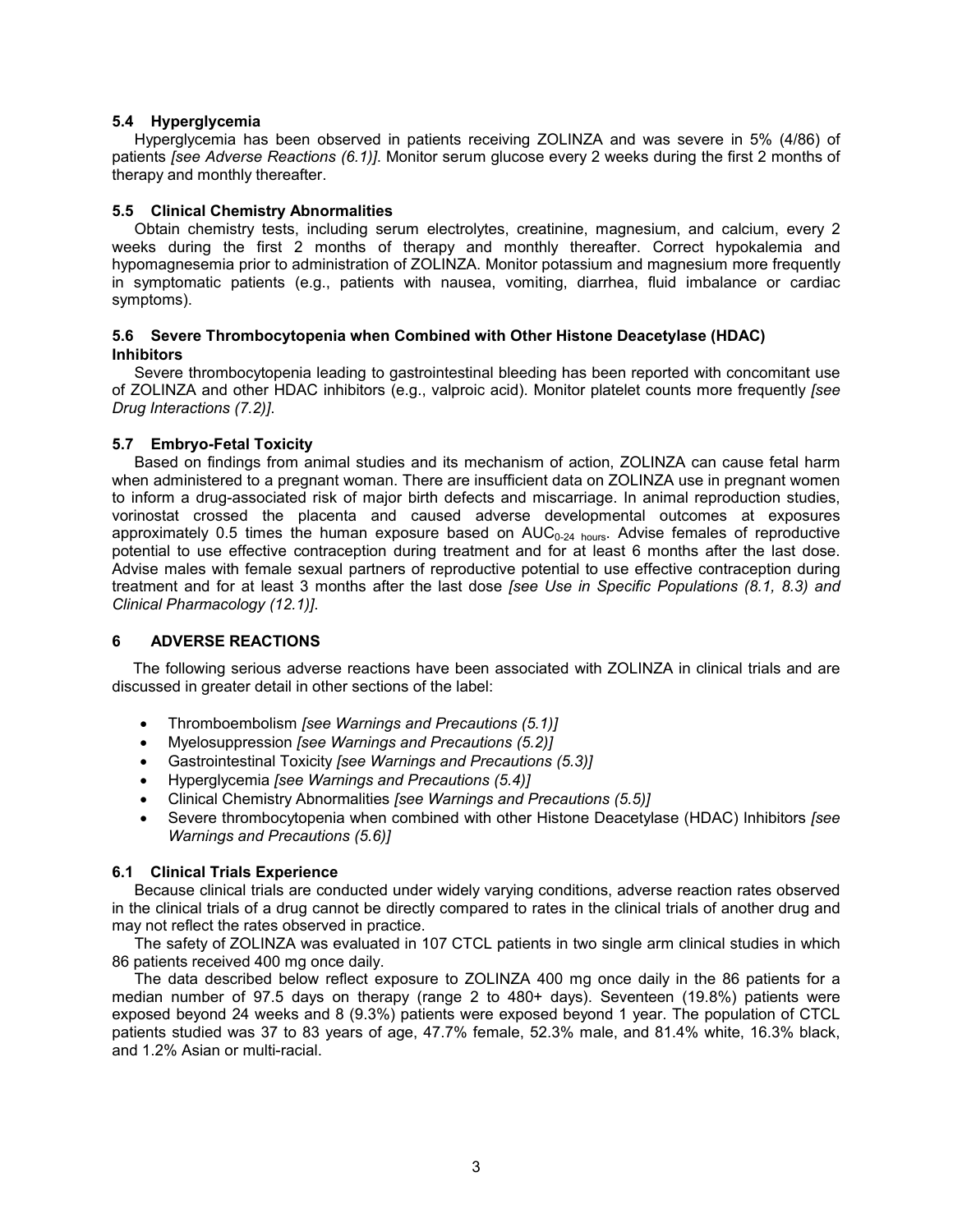### 5.4 Hyperglycemia

Hyperglycemia has been observed in patients receiving ZOLINZA and was severe in 5% (4/86) of patients *[see Adverse Reactions (6.1)]*. Monitor serum glucose every 2 weeks during the first 2 months of therapy and monthly thereafter.

### 5.5 Clinical Chemistry Abnormalities

Obtain chemistry tests, including serum electrolytes, creatinine, magnesium, and calcium, every 2 weeks during the first 2 months of therapy and monthly thereafter. Correct hypokalemia and hypomagnesemia prior to administration of ZOLINZA. Monitor potassium and magnesium more frequently in symptomatic patients (e.g., patients with nausea, vomiting, diarrhea, fluid imbalance or cardiac symptoms).

### 5.6 Severe Thrombocytopenia when Combined with Other Histone Deacetylase (HDAC) Inhibitors

Severe thrombocytopenia leading to gastrointestinal bleeding has been reported with concomitant use of ZOLINZA and other HDAC inhibitors (e.g., valproic acid). Monitor platelet counts more frequently *[see Drug Interactions (7.2)]*.

### 5.7 Embryo-Fetal Toxicity

Based on findings from animal studies and its mechanism of action, ZOLINZA can cause fetal harm when administered to a pregnant woman. There are insufficient data on ZOLINZA use in pregnant women to inform a drug-associated risk of major birth defects and miscarriage. In animal reproduction studies, vorinostat crossed the placenta and caused adverse developmental outcomes at exposures approximately 0.5 times the human exposure based on $AUC_{0\text{-}24\ hours}$. Advise females of reproductive potential to use effective contraception during treatment and for at least 6 months after the last dose. Advise males with female sexual partners of reproductive potential to use effective contraception during treatment and for at least 3 months after the last dose *[see Use in Specific Populations (8.1, 8.3) and Clinical Pharmacology (12.1)]*.

## 6 ADVERSE REACTIONS

The following serious adverse reactions have been associated with ZOLINZA in clinical trials and are discussed in greater detail in other sections of the label:

- Thromboembolism *[see Warnings and Precautions (5.1)]*
- Myelosuppression *[see Warnings and Precautions (5.2)]*
- Gastrointestinal Toxicity *[see Warnings and Precautions (5.3)]*
- Hyperglycemia *[see Warnings and Precautions (5.4)]*
- Clinical Chemistry Abnormalities *[see Warnings and Precautions (5.5)]*
- Severe thrombocytopenia when combined with other Histone Deacetylase (HDAC) Inhibitors *[see Warnings and Precautions (5.6)]*

### 6.1 Clinical Trials Experience

Because clinical trials are conducted under widely varying conditions, adverse reaction rates observed in the clinical trials of a drug cannot be directly compared to rates in the clinical trials of another drug and may not reflect the rates observed in practice.

The safety of ZOLINZA was evaluated in 107 CTCL patients in two single arm clinical studies in which 86 patients received 400 mg once daily.

The data described below reflect exposure to ZOLINZA 400 mg once daily in the 86 patients for a median number of 97.5 days on therapy (range 2 to 480+ days). Seventeen (19.8%) patients were exposed beyond 24 weeks and 8 (9.3%) patients were exposed beyond 1 year. The population of CTCL patients studied was 37 to 83 years of age, 47.7% female, 52.3% male, and 81.4% white, 16.3% black, and 1.2% Asian or multi-racial.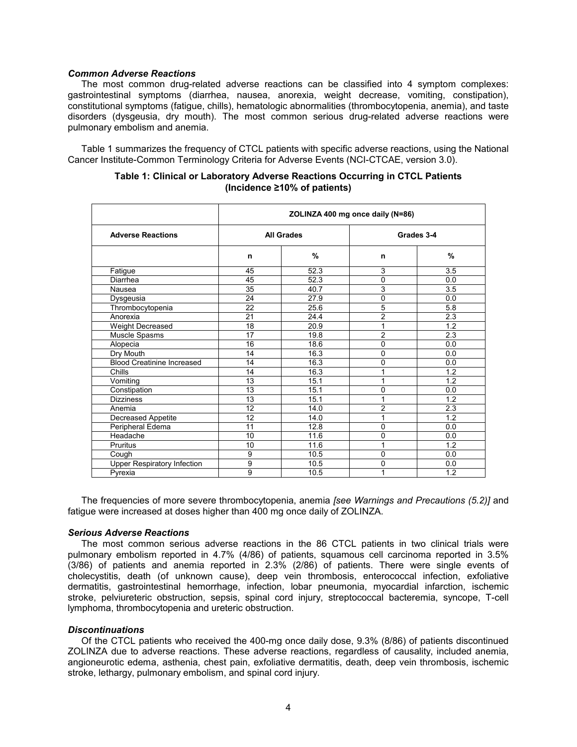### *Common Adverse Reactions*

The most common drug-related adverse reactions can be classified into 4 symptom complexes: gastrointestinal symptoms (diarrhea, nausea, anorexia, weight decrease, vomiting, constipation), constitutional symptoms (fatigue, chills), hematologic abnormalities (thrombocytopenia, anemia), and taste disorders (dysgeusia, dry mouth). The most common serious drug-related adverse reactions were pulmonary embolism and anemia.

Table 1 summarizes the frequency of CTCL patients with specific adverse reactions, using the National Cancer Institute-Common Terminology Criteria for Adverse Events (NCI-CTCAE, version 3.0).

**Table 1: Clinical or Laboratory Adverse Reactions Occurring in CTCL Patients (Incidence ≥10% of patients)**

| | ZOLINZA 400 mg once daily (N=86) | | | |
|---|---|---|---|---|
| **Adverse Reactions** | **All Grades** | | **Grades 3-4** | |
| | **n** | **%** | **n** | **%** |
| Fatigue | 45 | 52.3 | 3 | 3.5 |
| Diarrhea | 45 | 52.3 | 0 | 0.0 |
| Nausea | 35 | 40.7 | 3 | 3.5 |
| Dysgeusia | 24 | 27.9 | 0 | 0.0 |
| Thrombocytopenia | 22 | 25.6 | 5 | 5.8 |
| Anorexia | 21 | 24.4 | 2 | 2.3 |
| Weight Decreased | 18 | 20.9 | 1 | 1.2 |
| Muscle Spasms | 17 | 19.8 | 2 | 2.3 |
| Alopecia | 16 | 18.6 | 0 | 0.0 |
| Dry Mouth | 14 | 16.3 | 0 | 0.0 |
| Blood Creatinine Increased | 14 | 16.3 | 0 | 0.0 |
| Chills | 14 | 16.3 | 1 | 1.2 |
| Vomiting | 13 | 15.1 | 1 | 1.2 |
| Constipation | 13 | 15.1 | 0 | 0.0 |
| Dizziness | 13 | 15.1 | 1 | 1.2 |
| Anemia | 12 | 14.0 | 2 | 2.3 |
| Decreased Appetite | 12 | 14.0 | 1 | 1.2 |
| Peripheral Edema | 11 | 12.8 | 0 | 0.0 |
| Headache | 10 | 11.6 | 0 | 0.0 |
| Pruritus | 10 | 11.6 | 1 | 1.2 |
| Cough | 9 | 10.5 | 0 | 0.0 |
| Upper Respiratory Infection | 9 | 10.5 | 0 | 0.0 |
| Pyrexia | 9 | 10.5 | 1 | 1.2 |

The frequencies of more severe thrombocytopenia, anemia *[see Warnings and Precautions (5.2)]* and fatigue were increased at doses higher than 400 mg once daily of ZOLINZA.

### *Serious Adverse Reactions*

The most common serious adverse reactions in the 86 CTCL patients in two clinical trials were pulmonary embolism reported in 4.7% (4/86) of patients, squamous cell carcinoma reported in 3.5% (3/86) of patients and anemia reported in 2.3% (2/86) of patients. There were single events of cholecystitis, death (of unknown cause), deep vein thrombosis, enterococcal infection, exfoliative dermatitis, gastrointestinal hemorrhage, infection, lobar pneumonia, myocardial infarction, ischemic stroke, pelviureteric obstruction, sepsis, spinal cord injury, streptococcal bacteremia, syncope, T-cell lymphoma, thrombocytopenia and ureteric obstruction.

### *Discontinuations*

Of the CTCL patients who received the 400-mg once daily dose, 9.3% (8/86) of patients discontinued ZOLINZA due to adverse reactions. These adverse reactions, regardless of causality, included anemia, angioneurotic edema, asthenia, chest pain, exfoliative dermatitis, death, deep vein thrombosis, ischemic stroke, lethargy, pulmonary embolism, and spinal cord injury.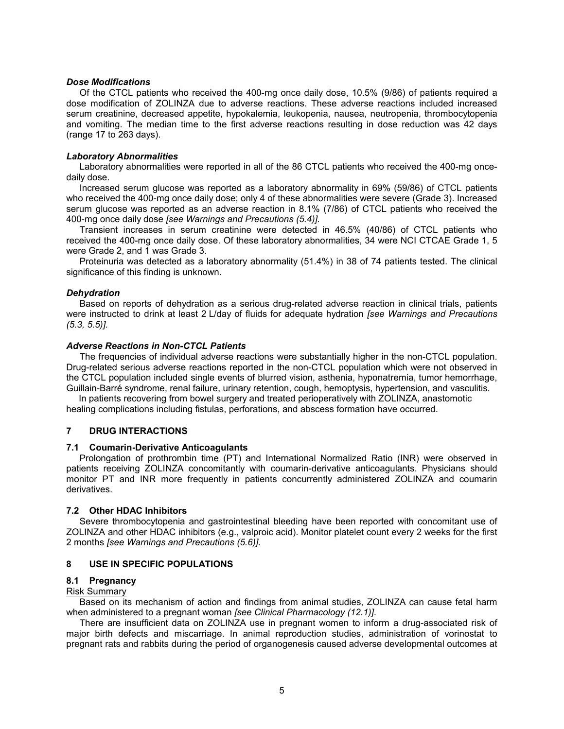***Dose Modifications***

Of the CTCL patients who received the 400-mg once daily dose, 10.5% (9/86) of patients required a dose modification of ZOLINZA due to adverse reactions. These adverse reactions included increased serum creatinine, decreased appetite, hypokalemia, leukopenia, nausea, neutropenia, thrombocytopenia and vomiting. The median time to the first adverse reactions resulting in dose reduction was 42 days (range 17 to 263 days).

***Laboratory Abnormalities***

Laboratory abnormalities were reported in all of the 86 CTCL patients who received the 400-mg once-daily dose.

Increased serum glucose was reported as a laboratory abnormality in 69% (59/86) of CTCL patients who received the 400-mg once daily dose; only 4 of these abnormalities were severe (Grade 3). Increased serum glucose was reported as an adverse reaction in 8.1% (7/86) of CTCL patients who received the 400-mg once daily dose *[see Warnings and Precautions (5.4)]*.

Transient increases in serum creatinine were detected in 46.5% (40/86) of CTCL patients who received the 400-mg once daily dose. Of these laboratory abnormalities, 34 were NCI CTCAE Grade 1, 5 were Grade 2, and 1 was Grade 3.

Proteinuria was detected as a laboratory abnormality (51.4%) in 38 of 74 patients tested. The clinical significance of this finding is unknown.

***Dehydration***

Based on reports of dehydration as a serious drug-related adverse reaction in clinical trials, patients were instructed to drink at least 2 L/day of fluids for adequate hydration *[see Warnings and Precautions (5.3, 5.5)]*.

***Adverse Reactions in Non-CTCL Patients***

The frequencies of individual adverse reactions were substantially higher in the non-CTCL population. Drug-related serious adverse reactions reported in the non-CTCL population which were not observed in the CTCL population included single events of blurred vision, asthenia, hyponatremia, tumor hemorrhage, Guillain-Barré syndrome, renal failure, urinary retention, cough, hemoptysis, hypertension, and vasculitis.

In patients recovering from bowel surgery and treated perioperatively with ZOLINZA, anastomotic healing complications including fistulas, perforations, and abscess formation have occurred.

## 7 DRUG INTERACTIONS

### 7.1 Coumarin-Derivative Anticoagulants

Prolongation of prothrombin time (PT) and International Normalized Ratio (INR) were observed in patients receiving ZOLINZA concomitantly with coumarin-derivative anticoagulants. Physicians should monitor PT and INR more frequently in patients concurrently administered ZOLINZA and coumarin derivatives.

### 7.2 Other HDAC Inhibitors

Severe thrombocytopenia and gastrointestinal bleeding have been reported with concomitant use of ZOLINZA and other HDAC inhibitors (e.g., valproic acid). Monitor platelet count every 2 weeks for the first 2 months *[see Warnings and Precautions (5.6)]*.

## 8 USE IN SPECIFIC POPULATIONS

### 8.1 Pregnancy

Risk Summary

Based on its mechanism of action and findings from animal studies, ZOLINZA can cause fetal harm when administered to a pregnant woman *[see Clinical Pharmacology (12.1)]*.

There are insufficient data on ZOLINZA use in pregnant women to inform a drug-associated risk of major birth defects and miscarriage. In animal reproduction studies, administration of vorinostat to pregnant rats and rabbits during the period of organogenesis caused adverse developmental outcomes at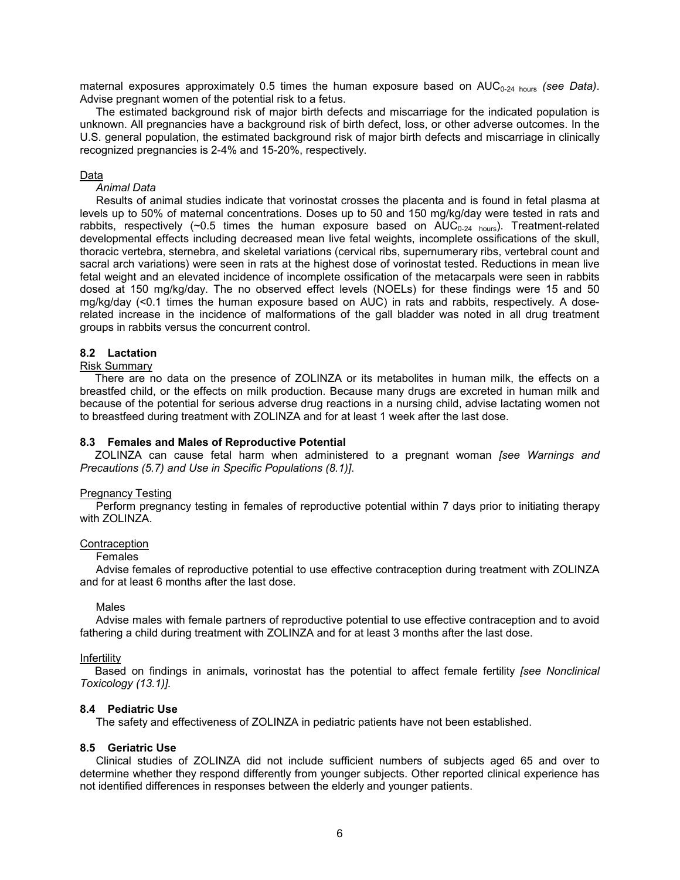maternal exposures approximately 0.5 times the human exposure based on $AUC_{0\text{-}24\ hours}$ *(see Data)*. Advise pregnant women of the potential risk to a fetus.

The estimated background risk of major birth defects and miscarriage for the indicated population is unknown. All pregnancies have a background risk of birth defect, loss, or other adverse outcomes. In the U.S. general population, the estimated background risk of major birth defects and miscarriage in clinically recognized pregnancies is 2-4% and 15-20%, respectively.

Data

*Animal Data*

Results of animal studies indicate that vorinostat crosses the placenta and is found in fetal plasma at levels up to 50% of maternal concentrations. Doses up to 50 and 150 mg/kg/day were tested in rats and rabbits, respectively (~0.5 times the human exposure based on $AUC_{0\text{-}24\ hours}$). Treatment-related developmental effects including decreased mean live fetal weights, incomplete ossifications of the skull, thoracic vertebra, sternebra, and skeletal variations (cervical ribs, supernumerary ribs, vertebral count and sacral arch variations) were seen in rats at the highest dose of vorinostat tested. Reductions in mean live fetal weight and an elevated incidence of incomplete ossification of the metacarpals were seen in rabbits dosed at 150 mg/kg/day. The no observed effect levels (NOELs) for these findings were 15 and 50 mg/kg/day (<0.1 times the human exposure based on AUC) in rats and rabbits, respectively. A dose-related increase in the incidence of malformations of the gall bladder was noted in all drug treatment groups in rabbits versus the concurrent control.

### 8.2 Lactation

Risk Summary

There are no data on the presence of ZOLINZA or its metabolites in human milk, the effects on a breastfed child, or the effects on milk production. Because many drugs are excreted in human milk and because of the potential for serious adverse drug reactions in a nursing child, advise lactating women not to breastfeed during treatment with ZOLINZA and for at least 1 week after the last dose.

### 8.3 Females and Males of Reproductive Potential

ZOLINZA can cause fetal harm when administered to a pregnant woman *[see Warnings and Precautions (5.7) and Use in Specific Populations (8.1)]*.

Pregnancy Testing

Perform pregnancy testing in females of reproductive potential within 7 days prior to initiating therapy with ZOLINZA.

Contraception

Females

Advise females of reproductive potential to use effective contraception during treatment with ZOLINZA and for at least 6 months after the last dose.

Males

Advise males with female partners of reproductive potential to use effective contraception and to avoid fathering a child during treatment with ZOLINZA and for at least 3 months after the last dose.

Infertility

Based on findings in animals, vorinostat has the potential to affect female fertility *[see Nonclinical Toxicology (13.1)].*

### 8.4 Pediatric Use

The safety and effectiveness of ZOLINZA in pediatric patients have not been established.

### 8.5 Geriatric Use

Clinical studies of ZOLINZA did not include sufficient numbers of subjects aged 65 and over to determine whether they respond differently from younger subjects. Other reported clinical experience has not identified differences in responses between the elderly and younger patients.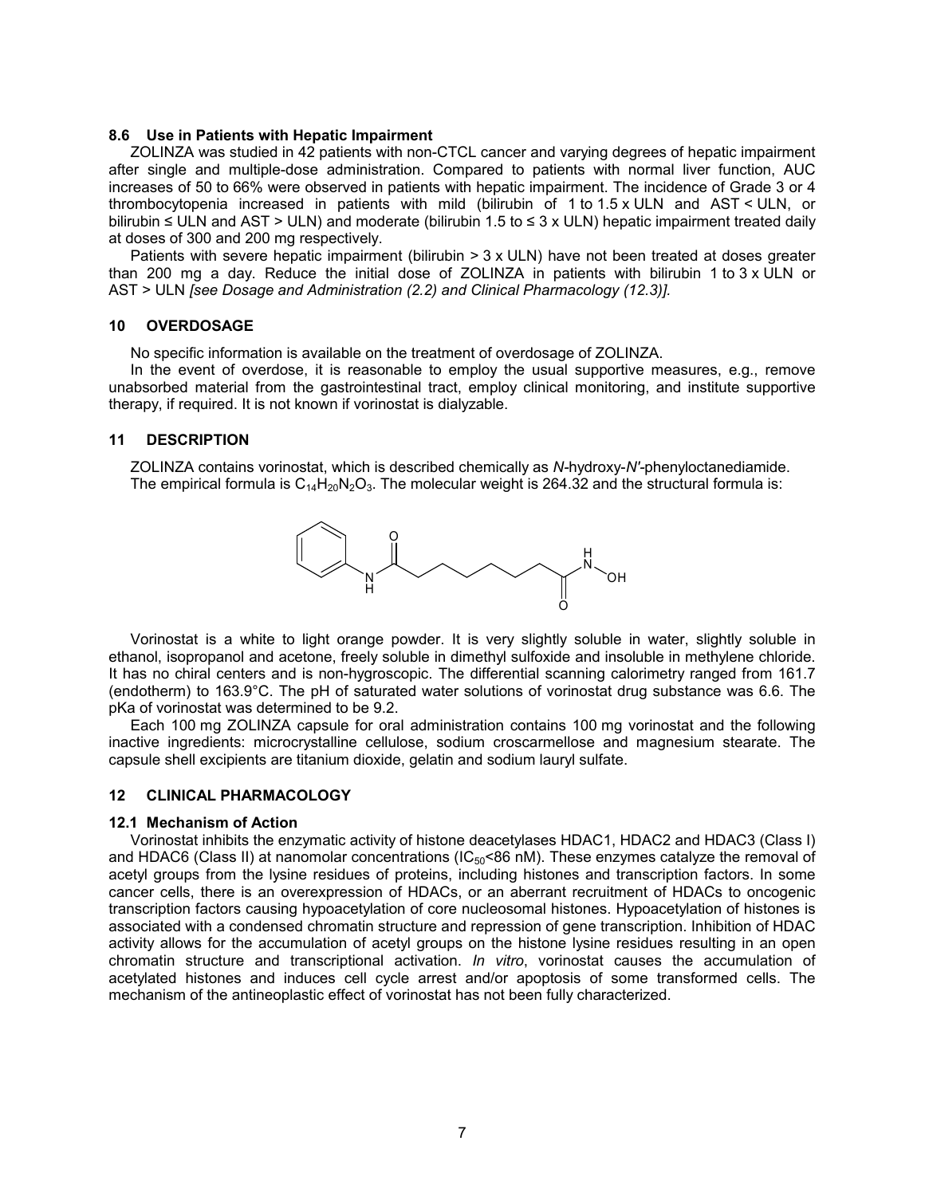### 8.6 Use in Patients with Hepatic Impairment

ZOLINZA was studied in 42 patients with non-CTCL cancer and varying degrees of hepatic impairment after single and multiple-dose administration. Compared to patients with normal liver function, AUC increases of 50 to 66% were observed in patients with hepatic impairment. The incidence of Grade 3 or 4 thrombocytopenia increased in patients with mild (bilirubin of 1 to 1.5 x ULN and AST < ULN, or bilirubin ≤ ULN and AST > ULN) and moderate (bilirubin 1.5 to ≤ 3 x ULN) hepatic impairment treated daily at doses of 300 and 200 mg respectively.

Patients with severe hepatic impairment (bilirubin > 3 x ULN) have not been treated at doses greater than 200 mg a day. Reduce the initial dose of ZOLINZA in patients with bilirubin 1 to 3 x ULN or AST > ULN *[see Dosage and Administration (2.2) and Clinical Pharmacology (12.3)].*

## 10 OVERDOSAGE

No specific information is available on the treatment of overdosage of ZOLINZA.

In the event of overdose, it is reasonable to employ the usual supportive measures, e.g., remove unabsorbed material from the gastrointestinal tract, employ clinical monitoring, and institute supportive therapy, if required. It is not known if vorinostat is dialyzable.

## 11 DESCRIPTION

ZOLINZA contains vorinostat, which is described chemically as *N*-hydroxy-*N'*-phenyloctanediamide. The empirical formula is $C_{14}H_{20}N_2O_3$. The molecular weight is 264.32 and the structural formula is:

Vorinostat is a white to light orange powder. It is very slightly soluble in water, slightly soluble in ethanol, isopropanol and acetone, freely soluble in dimethyl sulfoxide and insoluble in methylene chloride. It has no chiral centers and is non-hygroscopic. The differential scanning calorimetry ranged from 161.7 (endotherm) to 163.9°C. The pH of saturated water solutions of vorinostat drug substance was 6.6. The pKa of vorinostat was determined to be 9.2.

Each 100 mg ZOLINZA capsule for oral administration contains 100 mg vorinostat and the following inactive ingredients: microcrystalline cellulose, sodium croscarmellose and magnesium stearate. The capsule shell excipients are titanium dioxide, gelatin and sodium lauryl sulfate.

## 12 CLINICAL PHARMACOLOGY

### 12.1 Mechanism of Action

Vorinostat inhibits the enzymatic activity of histone deacetylases HDAC1, HDAC2 and HDAC3 (Class I) and HDAC6 (Class II) at nanomolar concentrations ($IC_{50}$<86 nM). These enzymes catalyze the removal of acetyl groups from the lysine residues of proteins, including histones and transcription factors. In some cancer cells, there is an overexpression of HDACs, or an aberrant recruitment of HDACs to oncogenic transcription factors causing hypoacetylation of core nucleosomal histones. Hypoacetylation of histones is associated with a condensed chromatin structure and repression of gene transcription. Inhibition of HDAC activity allows for the accumulation of acetyl groups on the histone lysine residues resulting in an open chromatin structure and transcriptional activation. *In vitro*, vorinostat causes the accumulation of acetylated histones and induces cell cycle arrest and/or apoptosis of some transformed cells. The mechanism of the antineoplastic effect of vorinostat has not been fully characterized.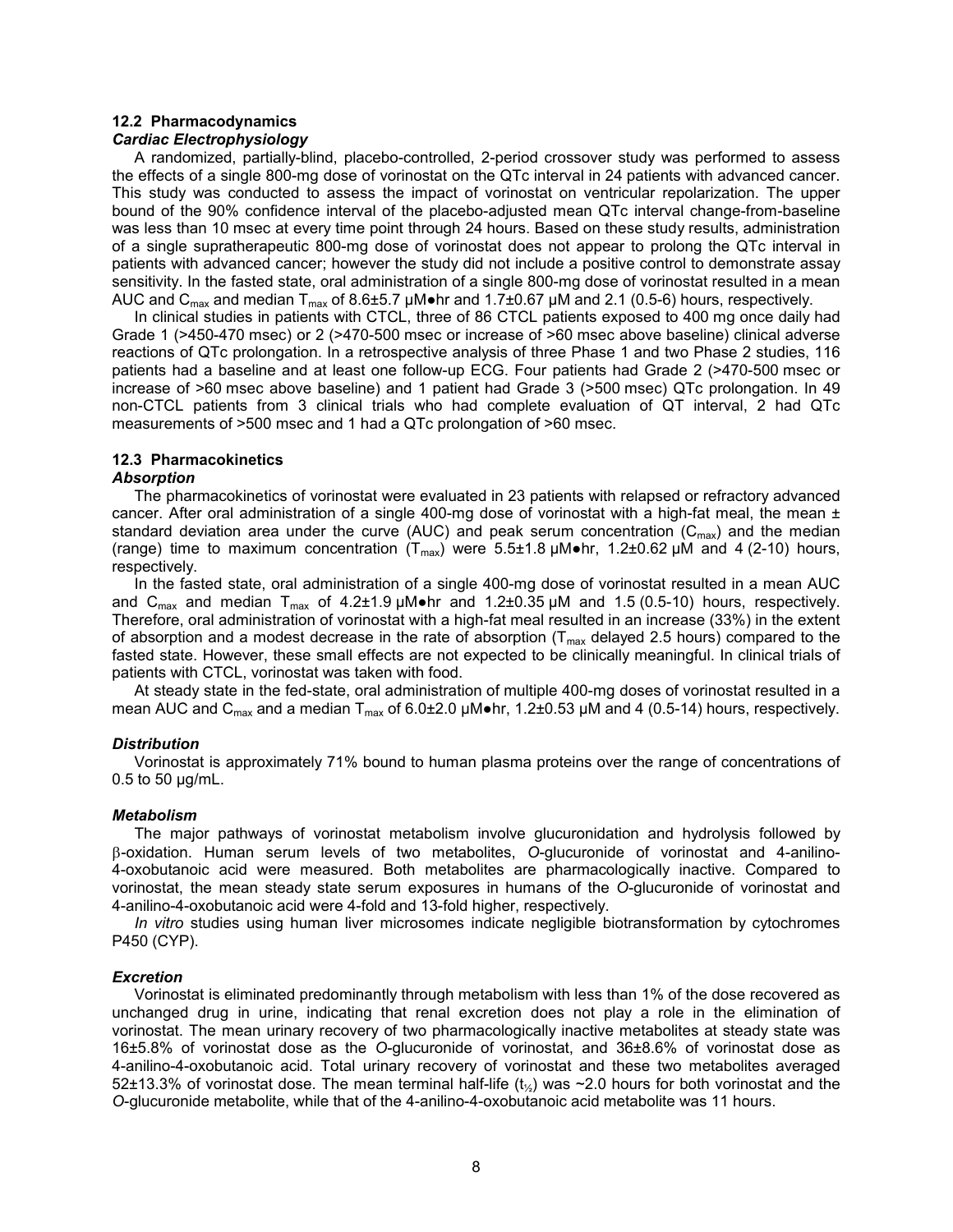### 12.2 Pharmacodynamics

***Cardiac Electrophysiology***

A randomized, partially-blind, placebo-controlled, 2-period crossover study was performed to assess the effects of a single 800-mg dose of vorinostat on the QTc interval in 24 patients with advanced cancer. This study was conducted to assess the impact of vorinostat on ventricular repolarization. The upper bound of the 90% confidence interval of the placebo-adjusted mean QTc interval change-from-baseline was less than 10 msec at every time point through 24 hours. Based on these study results, administration of a single supratherapeutic 800-mg dose of vorinostat does not appear to prolong the QTc interval in patients with advanced cancer; however the study did not include a positive control to demonstrate assay sensitivity. In the fasted state, oral administration of a single 800-mg dose of vorinostat resulted in a mean AUC and $C_{max}$ and median $T_{max}$ of 8.6±5.7 μM●hr and 1.7±0.67 μM and 2.1 (0.5-6) hours, respectively.

In clinical studies in patients with CTCL, three of 86 CTCL patients exposed to 400 mg once daily had Grade 1 (>450-470 msec) or 2 (>470-500 msec or increase of >60 msec above baseline) clinical adverse reactions of QTc prolongation. In a retrospective analysis of three Phase 1 and two Phase 2 studies, 116 patients had a baseline and at least one follow-up ECG. Four patients had Grade 2 (>470-500 msec or increase of >60 msec above baseline) and 1 patient had Grade 3 (>500 msec) QTc prolongation. In 49 non-CTCL patients from 3 clinical trials who had complete evaluation of QT interval, 2 had QTc measurements of >500 msec and 1 had a QTc prolongation of >60 msec.

### 12.3 Pharmacokinetics

***Absorption***

The pharmacokinetics of vorinostat were evaluated in 23 patients with relapsed or refractory advanced cancer. After oral administration of a single 400-mg dose of vorinostat with a high-fat meal, the mean ± standard deviation area under the curve (AUC) and peak serum concentration ($C_{max}$) and the median (range) time to maximum concentration ($T_{max}$) were 5.5±1.8 μM●hr, 1.2±0.62 μM and 4 (2-10) hours, respectively.

In the fasted state, oral administration of a single 400-mg dose of vorinostat resulted in a mean AUC and $C_{max}$ and median $T_{max}$ of 4.2±1.9 μM●hr and 1.2±0.35 μM and 1.5 (0.5-10) hours, respectively. Therefore, oral administration of vorinostat with a high-fat meal resulted in an increase (33%) in the extent of absorption and a modest decrease in the rate of absorption ($T_{max}$ delayed 2.5 hours) compared to the fasted state. However, these small effects are not expected to be clinically meaningful. In clinical trials of patients with CTCL, vorinostat was taken with food.

At steady state in the fed-state, oral administration of multiple 400-mg doses of vorinostat resulted in a mean AUC and $C_{max}$ and a median $T_{max}$ of 6.0±2.0 μM●hr, 1.2±0.53 μM and 4 (0.5-14) hours, respectively.

***Distribution***

Vorinostat is approximately 71% bound to human plasma proteins over the range of concentrations of 0.5 to 50 μg/mL.

***Metabolism***

The major pathways of vorinostat metabolism involve glucuronidation and hydrolysis followed by β-oxidation. Human serum levels of two metabolites, *O*-glucuronide of vorinostat and 4-anilino-4-oxobutanoic acid were measured. Both metabolites are pharmacologically inactive. Compared to vorinostat, the mean steady state serum exposures in humans of the *O*-glucuronide of vorinostat and 4-anilino-4-oxobutanoic acid were 4-fold and 13-fold higher, respectively.

*In vitro* studies using human liver microsomes indicate negligible biotransformation by cytochromes P450 (CYP).

***Excretion***

Vorinostat is eliminated predominantly through metabolism with less than 1% of the dose recovered as unchanged drug in urine, indicating that renal excretion does not play a role in the elimination of vorinostat. The mean urinary recovery of two pharmacologically inactive metabolites at steady state was 16±5.8% of vorinostat dose as the *O*-glucuronide of vorinostat, and 36±8.6% of vorinostat dose as 4-anilino-4-oxobutanoic acid. Total urinary recovery of vorinostat and these two metabolites averaged 52±13.3% of vorinostat dose. The mean terminal half-life ($t_{½}$) was ~2.0 hours for both vorinostat and the *O*-glucuronide metabolite, while that of the 4-anilino-4-oxobutanoic acid metabolite was 11 hours.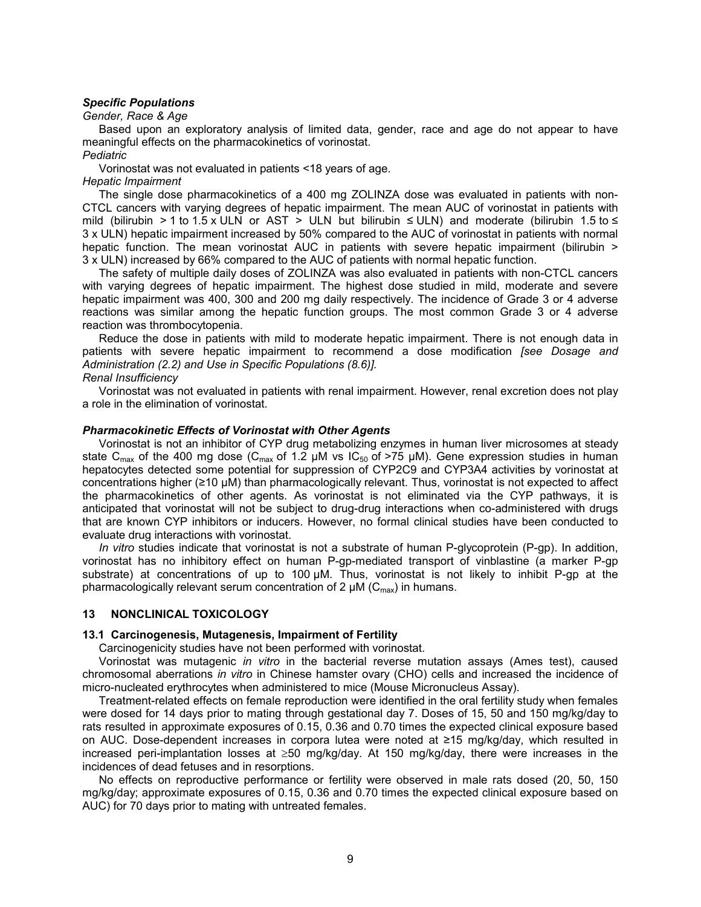***Specific Populations***

*Gender, Race & Age*

Based upon an exploratory analysis of limited data, gender, race and age do not appear to have meaningful effects on the pharmacokinetics of vorinostat.

*Pediatric*

Vorinostat was not evaluated in patients <18 years of age.

*Hepatic Impairment*

The single dose pharmacokinetics of a 400 mg ZOLINZA dose was evaluated in patients with non-CTCL cancers with varying degrees of hepatic impairment. The mean AUC of vorinostat in patients with mild (bilirubin > 1 to 1.5 x ULN or AST > ULN but bilirubin ≤ ULN) and moderate (bilirubin 1.5 to ≤ 3 x ULN) hepatic impairment increased by 50% compared to the AUC of vorinostat in patients with normal hepatic function. The mean vorinostat AUC in patients with severe hepatic impairment (bilirubin > 3 x ULN) increased by 66% compared to the AUC of patients with normal hepatic function.

The safety of multiple daily doses of ZOLINZA was also evaluated in patients with non-CTCL cancers with varying degrees of hepatic impairment. The highest dose studied in mild, moderate and severe hepatic impairment was 400, 300 and 200 mg daily respectively. The incidence of Grade 3 or 4 adverse reactions was similar among the hepatic function groups. The most common Grade 3 or 4 adverse reaction was thrombocytopenia.

Reduce the dose in patients with mild to moderate hepatic impairment. There is not enough data in patients with severe hepatic impairment to recommend a dose modification *[see Dosage and Administration (2.2) and Use in Specific Populations (8.6)].*

*Renal Insufficiency*

Vorinostat was not evaluated in patients with renal impairment. However, renal excretion does not play a role in the elimination of vorinostat.

***Pharmacokinetic Effects of Vorinostat with Other Agents***

Vorinostat is not an inhibitor of CYP drug metabolizing enzymes in human liver microsomes at steady state $C_{max}$ of the 400 mg dose ($C_{max}$ of 1.2 μM vs $IC_{50}$ of >75 μM). Gene expression studies in human hepatocytes detected some potential for suppression of CYP2C9 and CYP3A4 activities by vorinostat at concentrations higher (≥10 μM) than pharmacologically relevant. Thus, vorinostat is not expected to affect the pharmacokinetics of other agents. As vorinostat is not eliminated via the CYP pathways, it is anticipated that vorinostat will not be subject to drug-drug interactions when co-administered with drugs that are known CYP inhibitors or inducers. However, no formal clinical studies have been conducted to evaluate drug interactions with vorinostat.

*In vitro* studies indicate that vorinostat is not a substrate of human P-glycoprotein (P-gp). In addition, vorinostat has no inhibitory effect on human P-gp-mediated transport of vinblastine (a marker P-gp substrate) at concentrations of up to 100 μM. Thus, vorinostat is not likely to inhibit P-gp at the pharmacologically relevant serum concentration of 2 μM ($C_{max}$) in humans.

## 13 NONCLINICAL TOXICOLOGY

### 13.1 Carcinogenesis, Mutagenesis, Impairment of Fertility

Carcinogenicity studies have not been performed with vorinostat.

Vorinostat was mutagenic *in vitro* in the bacterial reverse mutation assays (Ames test), caused chromosomal aberrations *in vitro* in Chinese hamster ovary (CHO) cells and increased the incidence of micro-nucleated erythrocytes when administered to mice (Mouse Micronucleus Assay).

Treatment-related effects on female reproduction were identified in the oral fertility study when females were dosed for 14 days prior to mating through gestational day 7. Doses of 15, 50 and 150 mg/kg/day to rats resulted in approximate exposures of 0.15, 0.36 and 0.70 times the expected clinical exposure based on AUC. Dose-dependent increases in corpora lutea were noted at ≥15 mg/kg/day, which resulted in increased peri-implantation losses at ≥50 mg/kg/day. At 150 mg/kg/day, there were increases in the incidences of dead fetuses and in resorptions.

No effects on reproductive performance or fertility were observed in male rats dosed (20, 50, 150 mg/kg/day; approximate exposures of 0.15, 0.36 and 0.70 times the expected clinical exposure based on AUC) for 70 days prior to mating with untreated females.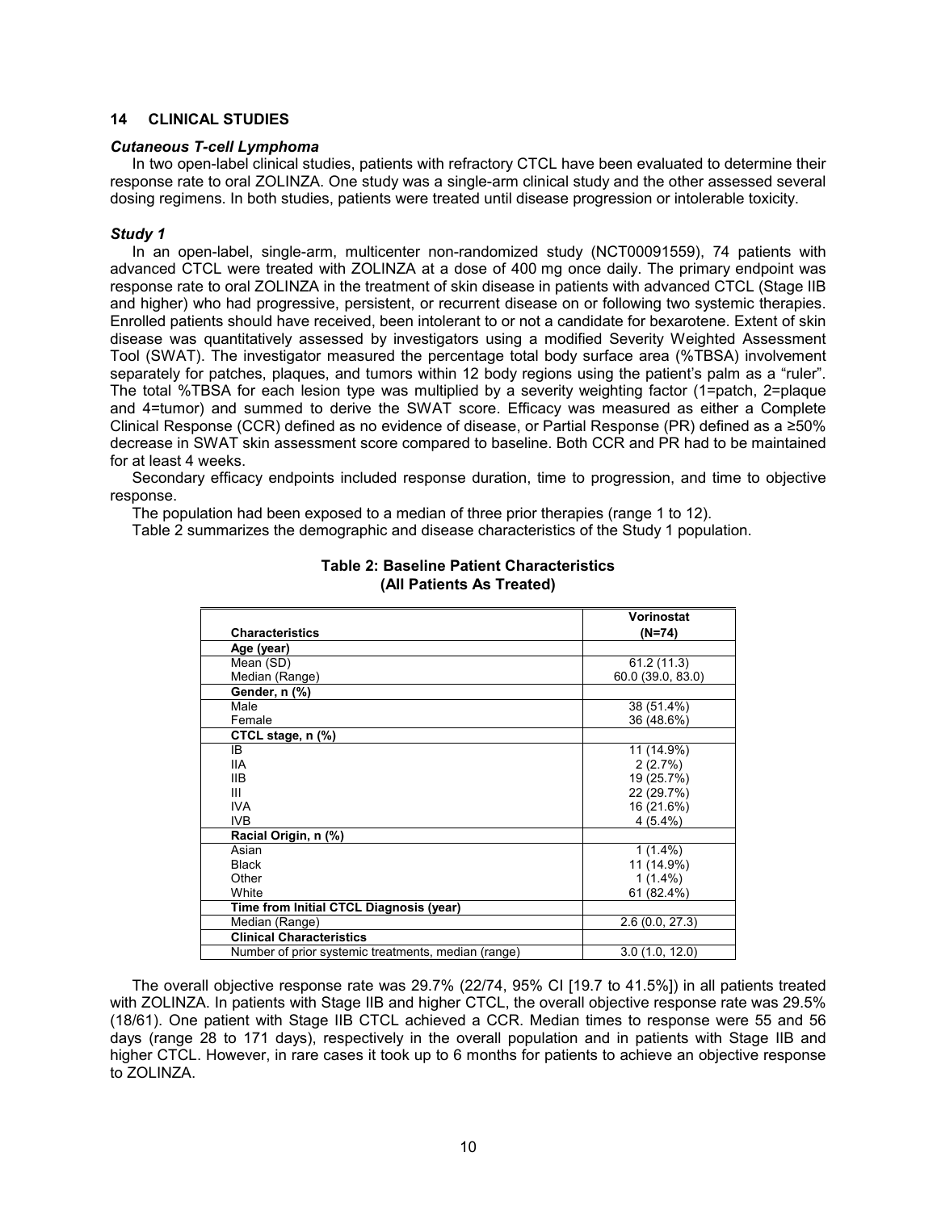## 14 CLINICAL STUDIES

### *Cutaneous T-cell Lymphoma*

In two open-label clinical studies, patients with refractory CTCL have been evaluated to determine their response rate to oral ZOLINZA. One study was a single-arm clinical study and the other assessed several dosing regimens. In both studies, patients were treated until disease progression or intolerable toxicity.

### *Study 1*

In an open-label, single-arm, multicenter non-randomized study (NCT00091559), 74 patients with advanced CTCL were treated with ZOLINZA at a dose of 400 mg once daily. The primary endpoint was response rate to oral ZOLINZA in the treatment of skin disease in patients with advanced CTCL (Stage IIB and higher) who had progressive, persistent, or recurrent disease on or following two systemic therapies. Enrolled patients should have received, been intolerant to or not a candidate for bexarotene. Extent of skin disease was quantitatively assessed by investigators using a modified Severity Weighted Assessment Tool (SWAT). The investigator measured the percentage total body surface area (%TBSA) involvement separately for patches, plaques, and tumors within 12 body regions using the patient's palm as a "ruler". The total %TBSA for each lesion type was multiplied by a severity weighting factor (1=patch, 2=plaque and 4=tumor) and summed to derive the SWAT score. Efficacy was measured as either a Complete Clinical Response (CCR) defined as no evidence of disease, or Partial Response (PR) defined as a ≥50% decrease in SWAT skin assessment score compared to baseline. Both CCR and PR had to be maintained for at least 4 weeks.

Secondary efficacy endpoints included response duration, time to progression, and time to objective response.

The population had been exposed to a median of three prior therapies (range 1 to 12).

Table 2 summarizes the demographic and disease characteristics of the Study 1 population.

**Table 2: Baseline Patient Characteristics (All Patients As Treated)**

| Characteristics | Vorinostat (N=74) |
|---|---|
| **Age (year)** | |
| Mean (SD) | 61.2 (11.3) |
| Median (Range) | 60.0 (39.0, 83.0) |
| **Gender, n (%)** | |
| Male | 38 (51.4%) |
| Female | 36 (48.6%) |
| **CTCL stage, n (%)** | |
| IB | 11 (14.9%) |
| IIA | 2 (2.7%) |
| IIB | 19 (25.7%) |
| III | 22 (29.7%) |
| IVA | 16 (21.6%) |
| IVB | 4 (5.4%) |
| **Racial Origin, n (%)** | |
| Asian | 1 (1.4%) |
| Black | 11 (14.9%) |
| Other | 1 (1.4%) |
| White | 61 (82.4%) |
| **Time from Initial CTCL Diagnosis (year)** | |
| Median (Range) | 2.6 (0.0, 27.3) |
| **Clinical Characteristics** | |
| Number of prior systemic treatments, median (range) | 3.0 (1.0, 12.0) |

The overall objective response rate was 29.7% (22/74, 95% CI [19.7 to 41.5%]) in all patients treated with ZOLINZA. In patients with Stage IIB and higher CTCL, the overall objective response rate was 29.5% (18/61). One patient with Stage IIB CTCL achieved a CCR. Median times to response were 55 and 56 days (range 28 to 171 days), respectively in the overall population and in patients with Stage IIB and higher CTCL. However, in rare cases it took up to 6 months for patients to achieve an objective response to ZOLINZA.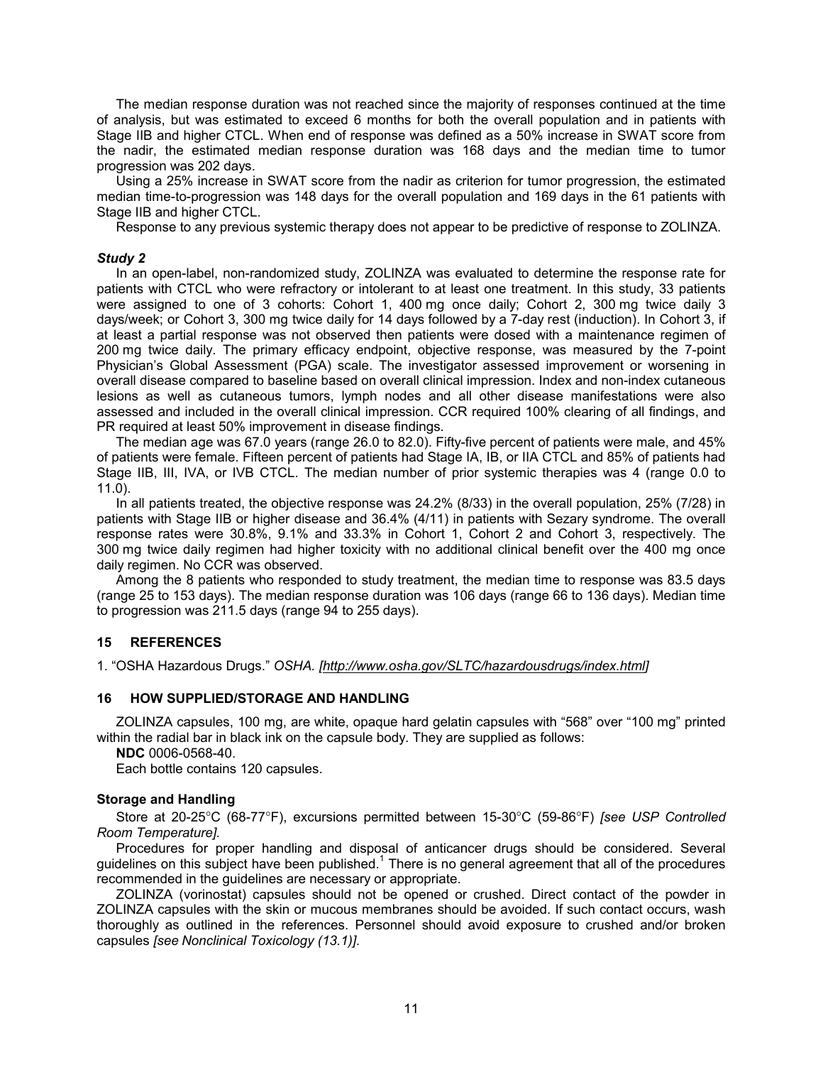The median response duration was not reached since the majority of responses continued at the time of analysis, but was estimated to exceed 6 months for both the overall population and in patients with Stage IIB and higher CTCL. When end of response was defined as a 50% increase in SWAT score from the nadir, the estimated median response duration was 168 days and the median time to tumor progression was 202 days.

Using a 25% increase in SWAT score from the nadir as criterion for tumor progression, the estimated median time-to-progression was 148 days for the overall population and 169 days in the 61 patients with Stage IIB and higher CTCL.

Response to any previous systemic therapy does not appear to be predictive of response to ZOLINZA.

### *Study 2*

In an open-label, non-randomized study, ZOLINZA was evaluated to determine the response rate for patients with CTCL who were refractory or intolerant to at least one treatment. In this study, 33 patients were assigned to one of 3 cohorts: Cohort 1, 400 mg once daily; Cohort 2, 300 mg twice daily 3 days/week; or Cohort 3, 300 mg twice daily for 14 days followed by a 7-day rest (induction). In Cohort 3, if at least a partial response was not observed then patients were dosed with a maintenance regimen of 200 mg twice daily. The primary efficacy endpoint, objective response, was measured by the 7-point Physician's Global Assessment (PGA) scale. The investigator assessed improvement or worsening in overall disease compared to baseline based on overall clinical impression. Index and non-index cutaneous lesions as well as cutaneous tumors, lymph nodes and all other disease manifestations were also assessed and included in the overall clinical impression. CCR required 100% clearing of all findings, and PR required at least 50% improvement in disease findings.

The median age was 67.0 years (range 26.0 to 82.0). Fifty-five percent of patients were male, and 45% of patients were female. Fifteen percent of patients had Stage IA, IB, or IIA CTCL and 85% of patients had Stage IIB, III, IVA, or IVB CTCL. The median number of prior systemic therapies was 4 (range 0.0 to 11.0).

In all patients treated, the objective response was 24.2% (8/33) in the overall population, 25% (7/28) in patients with Stage IIB or higher disease and 36.4% (4/11) in patients with Sezary syndrome. The overall response rates were 30.8%, 9.1% and 33.3% in Cohort 1, Cohort 2 and Cohort 3, respectively. The 300 mg twice daily regimen had higher toxicity with no additional clinical benefit over the 400 mg once daily regimen. No CCR was observed.

Among the 8 patients who responded to study treatment, the median time to response was 83.5 days (range 25 to 153 days). The median response duration was 106 days (range 66 to 136 days). Median time to progression was 211.5 days (range 94 to 255 days).

## 15 REFERENCES

1. "OSHA Hazardous Drugs." *OSHA. [http://www.osha.gov/SLTC/hazardousdrugs/index.html]*

## 16 HOW SUPPLIED/STORAGE AND HANDLING

ZOLINZA capsules, 100 mg, are white, opaque hard gelatin capsules with "568" over "100 mg" printed within the radial bar in black ink on the capsule body. They are supplied as follows:

**NDC** 0006-0568-40.

Each bottle contains 120 capsules.

### Storage and Handling

Store at 20-25°C (68-77°F), excursions permitted between 15-30°C (59-86°F) *[see USP Controlled Room Temperature].*

Procedures for proper handling and disposal of anticancer drugs should be considered. Several guidelines on this subject have been published.[1] There is no general agreement that all of the procedures recommended in the guidelines are necessary or appropriate.

ZOLINZA (vorinostat) capsules should not be opened or crushed. Direct contact of the powder in ZOLINZA capsules with the skin or mucous membranes should be avoided. If such contact occurs, wash thoroughly as outlined in the references. Personnel should avoid exposure to crushed and/or broken capsules *[see Nonclinical Toxicology (13.1)].*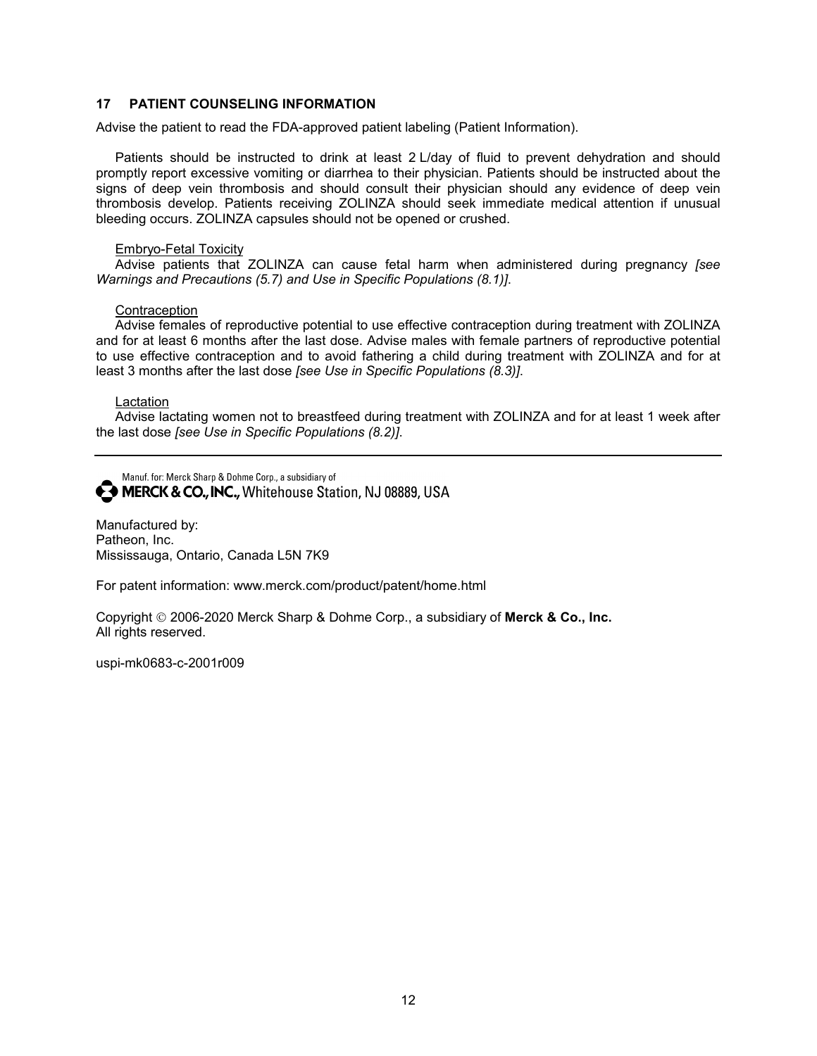## 17 PATIENT COUNSELING INFORMATION

Advise the patient to read the FDA-approved patient labeling (Patient Information).

Patients should be instructed to drink at least 2 L/day of fluid to prevent dehydration and should promptly report excessive vomiting or diarrhea to their physician. Patients should be instructed about the signs of deep vein thrombosis and should consult their physician should any evidence of deep vein thrombosis develop. Patients receiving ZOLINZA should seek immediate medical attention if unusual bleeding occurs. ZOLINZA capsules should not be opened or crushed.

Embryo-Fetal Toxicity

Advise patients that ZOLINZA can cause fetal harm when administered during pregnancy *[see Warnings and Precautions (5.7) and Use in Specific Populations (8.1)]*.

Contraception

Advise females of reproductive potential to use effective contraception during treatment with ZOLINZA and for at least 6 months after the last dose. Advise males with female partners of reproductive potential to use effective contraception and to avoid fathering a child during treatment with ZOLINZA and for at least 3 months after the last dose *[see Use in Specific Populations (8.3)]*.

Lactation

Advise lactating women not to breastfeed during treatment with ZOLINZA and for at least 1 week after the last dose *[see Use in Specific Populations (8.2)]*.

---

Manuf. for: Merck Sharp & Dohme Corp., a subsidiary of
**MERCK & CO., INC.,** Whitehouse Station, NJ 08889, USA

Manufactured by:
Patheon, Inc.
Mississauga, Ontario, Canada L5N 7K9

For patent information: www.merck.com/product/patent/home.html

Copyright © 2006-2020 Merck Sharp & Dohme Corp., a subsidiary of **Merck & Co., Inc.**
All rights reserved.

uspi-mk0683-c-2001r009